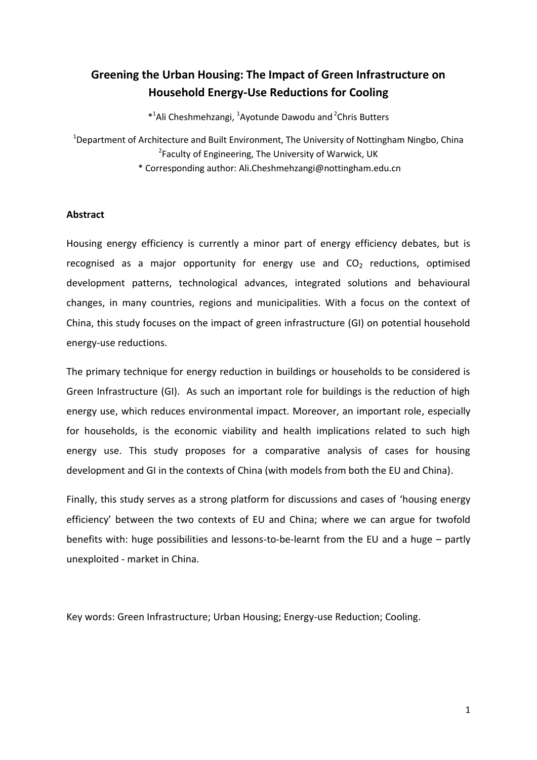# Greening the Urban Housing: The Impact of Green Infrastructure on Household Energy-Use Reductions for Cooling

*[1]Ali Cheshmehzangi, [1]Ayotunde Dawodu and [2]Chris Butters

[1]Department of Architecture and Built Environment, The University of Nottingham Ningbo, China
[2]Faculty of Engineering, The University of Warwick, UK
* Corresponding author: Ali.Cheshmehzangi@nottingham.edu.cn

## Abstract

Housing energy efficiency is currently a minor part of energy efficiency debates, but is recognised as a major opportunity for energy use and $CO_2$ reductions, optimised development patterns, technological advances, integrated solutions and behavioural changes, in many countries, regions and municipalities. With a focus on the context of China, this study focuses on the impact of green infrastructure (GI) on potential household energy-use reductions.

The primary technique for energy reduction in buildings or households to be considered is Green Infrastructure (GI). As such an important role for buildings is the reduction of high energy use, which reduces environmental impact. Moreover, an important role, especially for households, is the economic viability and health implications related to such high energy use. This study proposes for a comparative analysis of cases for housing development and GI in the contexts of China (with models from both the EU and China).

Finally, this study serves as a strong platform for discussions and cases of 'housing energy efficiency' between the two contexts of EU and China; where we can argue for twofold benefits with: huge possibilities and lessons-to-be-learnt from the EU and a huge – partly unexploited - market in China.

Key words: Green Infrastructure; Urban Housing; Energy-use Reduction; Cooling.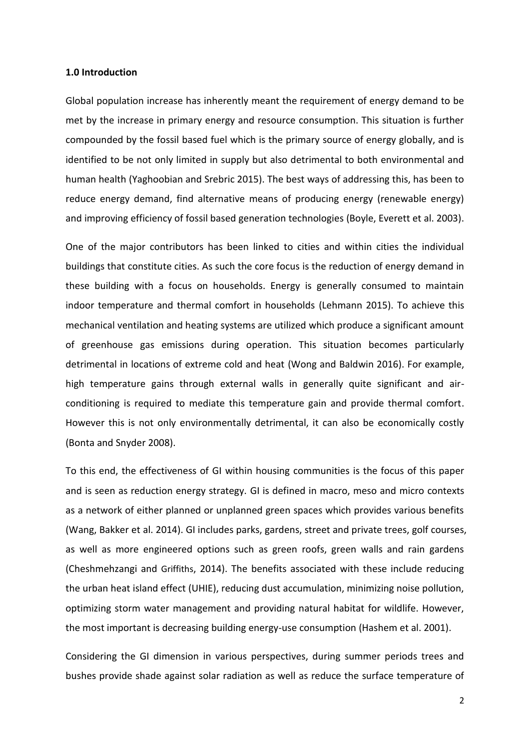**1.0 Introduction**

Global population increase has inherently meant the requirement of energy demand to be met by the increase in primary energy and resource consumption. This situation is further compounded by the fossil based fuel which is the primary source of energy globally, and is identified to be not only limited in supply but also detrimental to both environmental and human health (Yaghoobian and Srebric 2015). The best ways of addressing this, has been to reduce energy demand, find alternative means of producing energy (renewable energy) and improving efficiency of fossil based generation technologies (Boyle, Everett et al. 2003).

One of the major contributors has been linked to cities and within cities the individual buildings that constitute cities. As such the core focus is the reduction of energy demand in these building with a focus on households. Energy is generally consumed to maintain indoor temperature and thermal comfort in households (Lehmann 2015). To achieve this mechanical ventilation and heating systems are utilized which produce a significant amount of greenhouse gas emissions during operation. This situation becomes particularly detrimental in locations of extreme cold and heat (Wong and Baldwin 2016). For example, high temperature gains through external walls in generally quite significant and air-conditioning is required to mediate this temperature gain and provide thermal comfort. However this is not only environmentally detrimental, it can also be economically costly (Bonta and Snyder 2008).

To this end, the effectiveness of GI within housing communities is the focus of this paper and is seen as reduction energy strategy. GI is defined in macro, meso and micro contexts as a network of either planned or unplanned green spaces which provides various benefits (Wang, Bakker et al. 2014). GI includes parks, gardens, street and private trees, golf courses, as well as more engineered options such as green roofs, green walls and rain gardens (Cheshmehzangi and Griffiths, 2014). The benefits associated with these include reducing the urban heat island effect (UHIE), reducing dust accumulation, minimizing noise pollution, optimizing storm water management and providing natural habitat for wildlife. However, the most important is decreasing building energy-use consumption (Hashem et al. 2001).

Considering the GI dimension in various perspectives, during summer periods trees and bushes provide shade against solar radiation as well as reduce the surface temperature of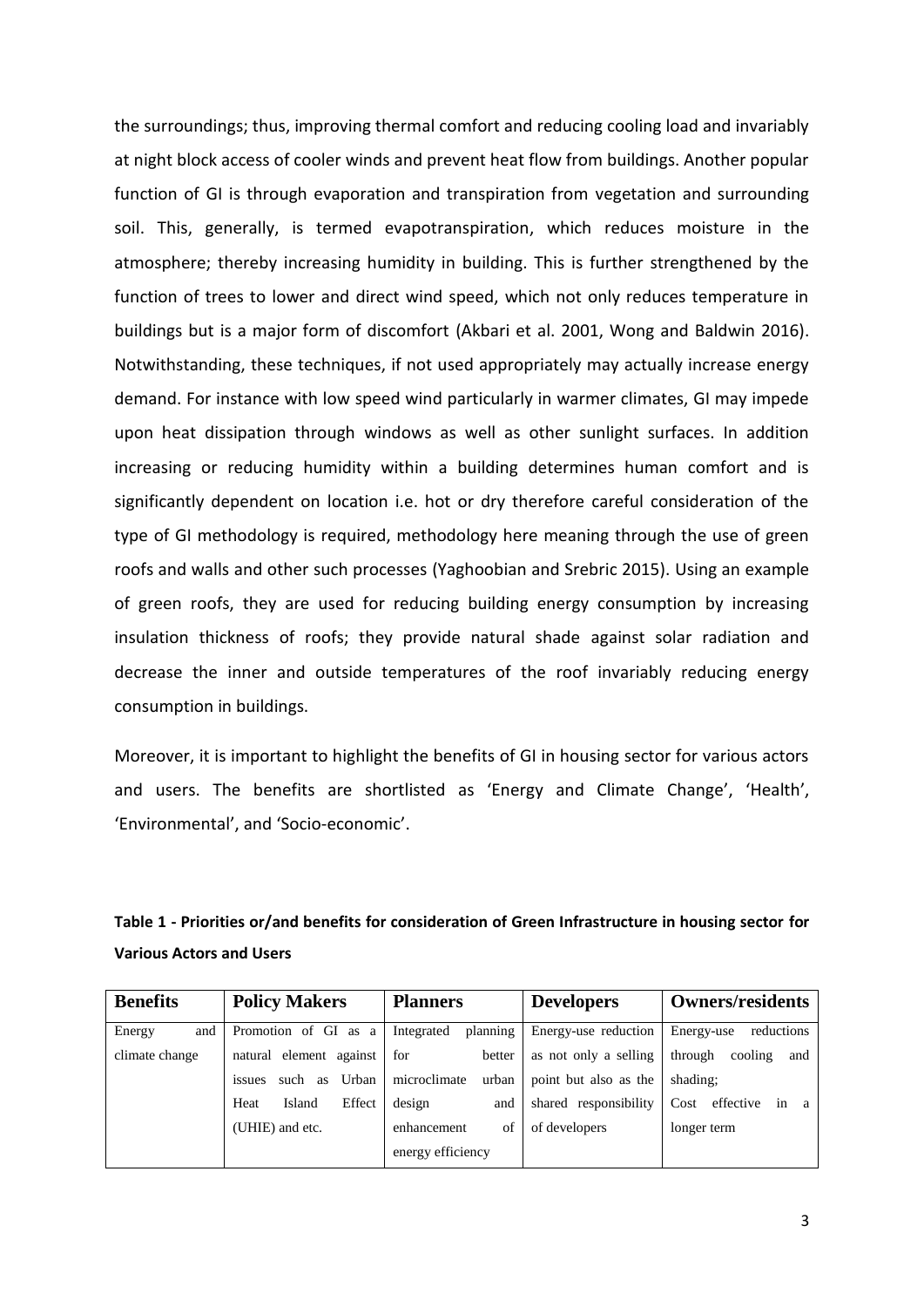the surroundings; thus, improving thermal comfort and reducing cooling load and invariably at night block access of cooler winds and prevent heat flow from buildings. Another popular function of GI is through evaporation and transpiration from vegetation and surrounding soil. This, generally, is termed evapotranspiration, which reduces moisture in the atmosphere; thereby increasing humidity in building. This is further strengthened by the function of trees to lower and direct wind speed, which not only reduces temperature in buildings but is a major form of discomfort (Akbari et al. 2001, Wong and Baldwin 2016). Notwithstanding, these techniques, if not used appropriately may actually increase energy demand. For instance with low speed wind particularly in warmer climates, GI may impede upon heat dissipation through windows as well as other sunlight surfaces. In addition increasing or reducing humidity within a building determines human comfort and is significantly dependent on location i.e. hot or dry therefore careful consideration of the type of GI methodology is required, methodology here meaning through the use of green roofs and walls and other such processes (Yaghoobian and Srebric 2015). Using an example of green roofs, they are used for reducing building energy consumption by increasing insulation thickness of roofs; they provide natural shade against solar radiation and decrease the inner and outside temperatures of the roof invariably reducing energy consumption in buildings.

Moreover, it is important to highlight the benefits of GI in housing sector for various actors and users. The benefits are shortlisted as 'Energy and Climate Change', 'Health', 'Environmental', and 'Socio-economic'.

**Table 1 - Priorities or/and benefits for consideration of Green Infrastructure in housing sector for Various Actors and Users**

| Benefits | Policy Makers | Planners | Developers | Owners/residents |
|---|---|---|---|---|
| Energy and climate change | Promotion of GI as a natural element against issues such as Urban Heat Island Effect (UHIE) and etc. | Integrated planning for better microclimate urban design and enhancement of energy efficiency | Energy-use reduction as not only a selling point but also as the shared responsibility of developers | Energy-use reductions through cooling and shading; Cost effective in a longer term |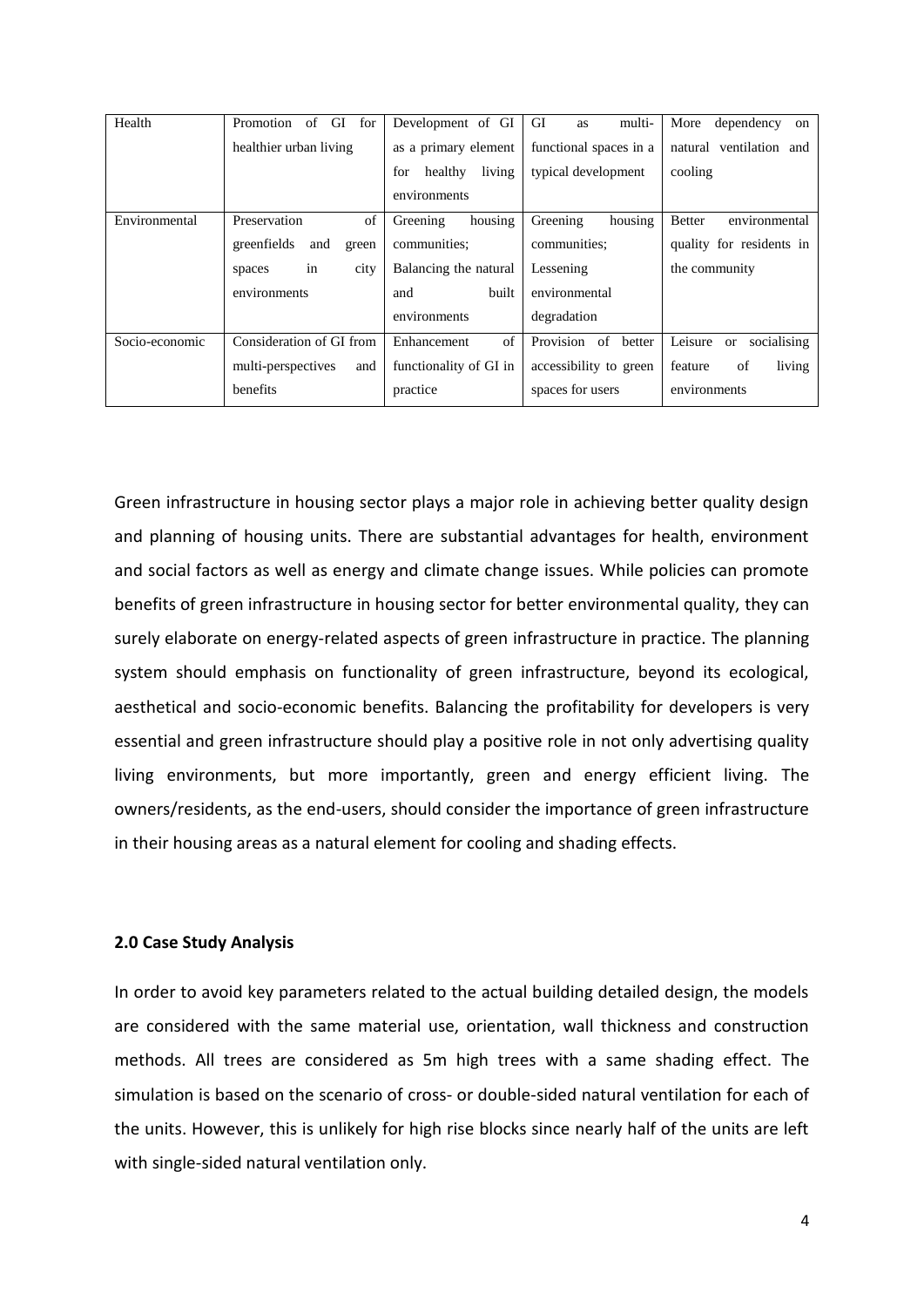| Health | Promotion of GI for healthier urban living | Development of GI as a primary element for healthy living environments | GI as multi-functional spaces in a typical development | More dependency on natural ventilation and cooling |
|---|---|---|---|---|
| Environmental | Preservation of greenfields and green spaces in city environments | Greening housing communities; Balancing the natural and built environments | Greening housing communities; Lessening environmental degradation | Better environmental quality for residents in the community |
| Socio-economic | Consideration of GI from multi-perspectives and benefits | Enhancement of functionality of GI in practice | Provision of better accessibility to green spaces for users | Leisure or socialising feature of living environments |

Green infrastructure in housing sector plays a major role in achieving better quality design and planning of housing units. There are substantial advantages for health, environment and social factors as well as energy and climate change issues. While policies can promote benefits of green infrastructure in housing sector for better environmental quality, they can surely elaborate on energy-related aspects of green infrastructure in practice. The planning system should emphasis on functionality of green infrastructure, beyond its ecological, aesthetical and socio-economic benefits. Balancing the profitability for developers is very essential and green infrastructure should play a positive role in not only advertising quality living environments, but more importantly, green and energy efficient living. The owners/residents, as the end-users, should consider the importance of green infrastructure in their housing areas as a natural element for cooling and shading effects.

## 2.0 Case Study Analysis

In order to avoid key parameters related to the actual building detailed design, the models are considered with the same material use, orientation, wall thickness and construction methods. All trees are considered as 5m high trees with a same shading effect. The simulation is based on the scenario of cross- or double-sided natural ventilation for each of the units. However, this is unlikely for high rise blocks since nearly half of the units are left with single-sided natural ventilation only.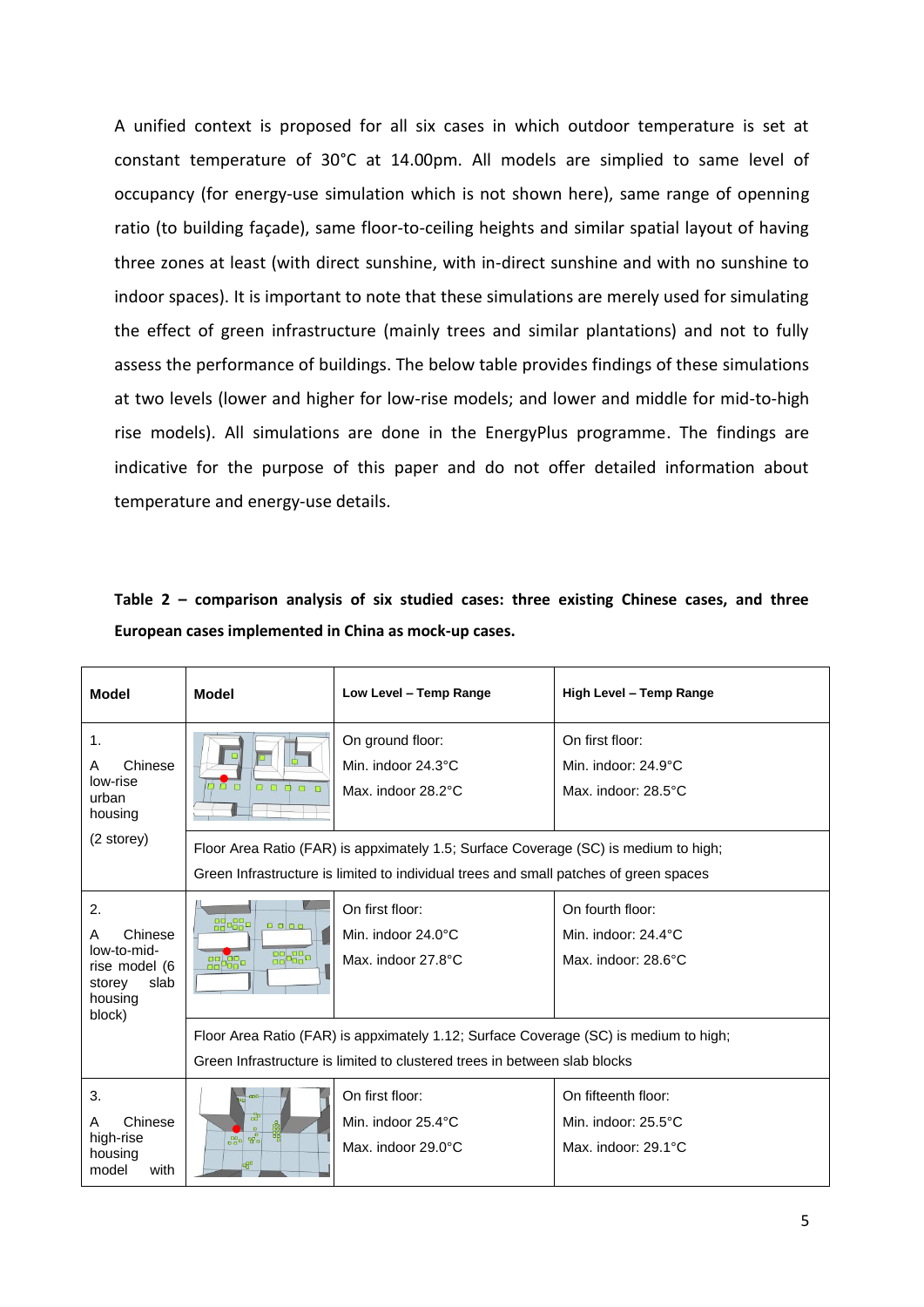A unified context is proposed for all six cases in which outdoor temperature is set at constant temperature of 30°C at 14.00pm. All models are simplied to same level of occupancy (for energy-use simulation which is not shown here), same range of openning ratio (to building façade), same floor-to-ceiling heights and similar spatial layout of having three zones at least (with direct sunshine, with in-direct sunshine and with no sunshine to indoor spaces). It is important to note that these simulations are merely used for simulating the effect of green infrastructure (mainly trees and similar plantations) and not to fully assess the performance of buildings. The below table provides findings of these simulations at two levels (lower and higher for low-rise models; and lower and middle for mid-to-high rise models). All simulations are done in the EnergyPlus programme. The findings are indicative for the purpose of this paper and do not offer detailed information about temperature and energy-use details.

**Table 2 – comparison analysis of six studied cases: three existing Chinese cases, and three European cases implemented in China as mock-up cases.**

| Model | Model | Low Level – Temp Range | High Level – Temp Range |
|---|---|---|---|
| 1. A Chinese low-rise urban housing (2 storey) | | On ground floor: Min. indoor 24.3°C Max. indoor 28.2°C | On first floor: Min. indoor: 24.9°C Max. indoor: 28.5°C |
| | Floor Area Ratio (FAR) is appxmiately 1.5; Surface Coverage (SC) is medium to high; Green Infrastructure is limited to individual trees and small patches of green spaces | | |
| 2. A Chinese low-to-mid-rise model (6 storey slab housing block) | | On first floor: Min. indoor 24.0°C Max. indoor 27.8°C | On fourth floor: Min. indoor: 24.4°C Max. indoor: 28.6°C |
| | Floor Area Ratio (FAR) is appxmiately 1.12; Surface Coverage (SC) is medium to high; Green Infrastructure is limited to clustered trees in between slab blocks | | |
| 3. A Chinese high-rise housing model with | | On first floor: Min. indoor 25.4°C Max. indoor 29.0°C | On fifteenth floor: Min. indoor: 25.5°C Max. indoor: 29.1°C |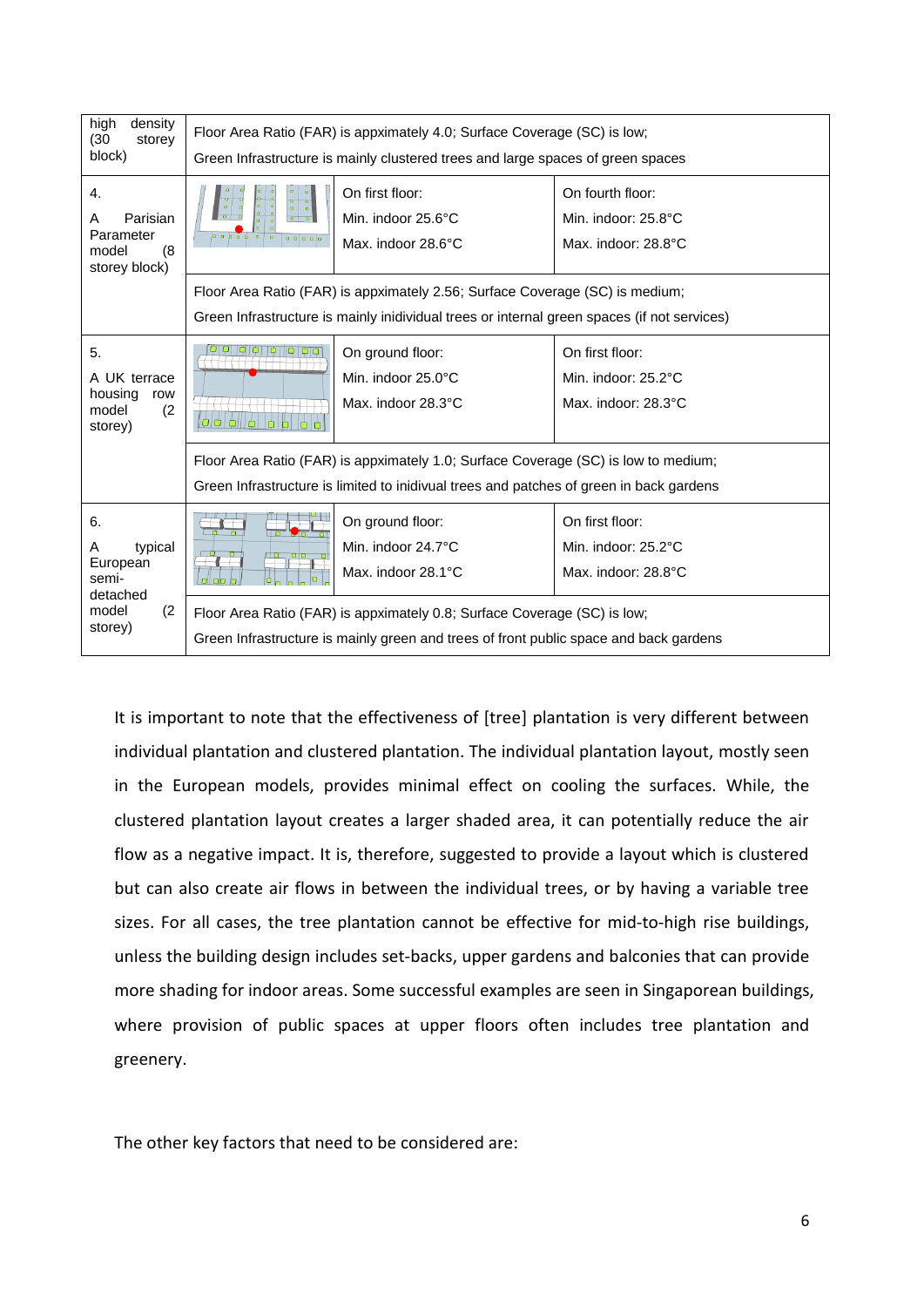| high density (30 storey block) | Floor Area Ratio (FAR) is appxximately 4.0; Surface Coverage (SC) is low; Green Infrastructure is mainly clustered trees and large spaces of green spaces | | |
|---|---|---|---|
| 4. A Parisian Parameter model (8 storey block) | | On first floor: Min. indoor 25.6°C Max. indoor 28.6°C | On fourth floor: Min. indoor: 25.8°C Max. indoor: 28.8°C |
| | Floor Area Ratio (FAR) is appxximately 2.56; Surface Coverage (SC) is medium; Green Infrastructure is mainly inidividual trees or internal green spaces (if not services) | | |
| 5. A UK terrace housing row model (2 storey) | | On ground floor: Min. indoor 25.0°C Max. indoor 28.3°C | On first floor: Min. indoor: 25.2°C Max. indoor: 28.3°C |
| | Floor Area Ratio (FAR) is appxximately 1.0; Surface Coverage (SC) is low to medium; Green Infrastructure is limited to inidivual trees and patches of green in back gardens | | |
| 6. A typical European semi-detached model (2 storey) | | On ground floor: Min. indoor 24.7°C Max. indoor 28.1°C | On first floor: Min. indoor: 25.2°C Max. indoor: 28.8°C |
| | Floor Area Ratio (FAR) is appxximately 0.8; Surface Coverage (SC) is low; Green Infrastructure is mainly green and trees of front public space and back gardens | | |

It is important to note that the effectiveness of [tree] plantation is very different between individual plantation and clustered plantation. The individual plantation layout, mostly seen in the European models, provides minimal effect on cooling the surfaces. While, the clustered plantation layout creates a larger shaded area, it can potentially reduce the air flow as a negative impact. It is, therefore, suggested to provide a layout which is clustered but can also create air flows in between the individual trees, or by having a variable tree sizes. For all cases, the tree plantation cannot be effective for mid-to-high rise buildings, unless the building design includes set-backs, upper gardens and balconies that can provide more shading for indoor areas. Some successful examples are seen in Singaporean buildings, where provision of public spaces at upper floors often includes tree plantation and greenery.

The other key factors that need to be considered are: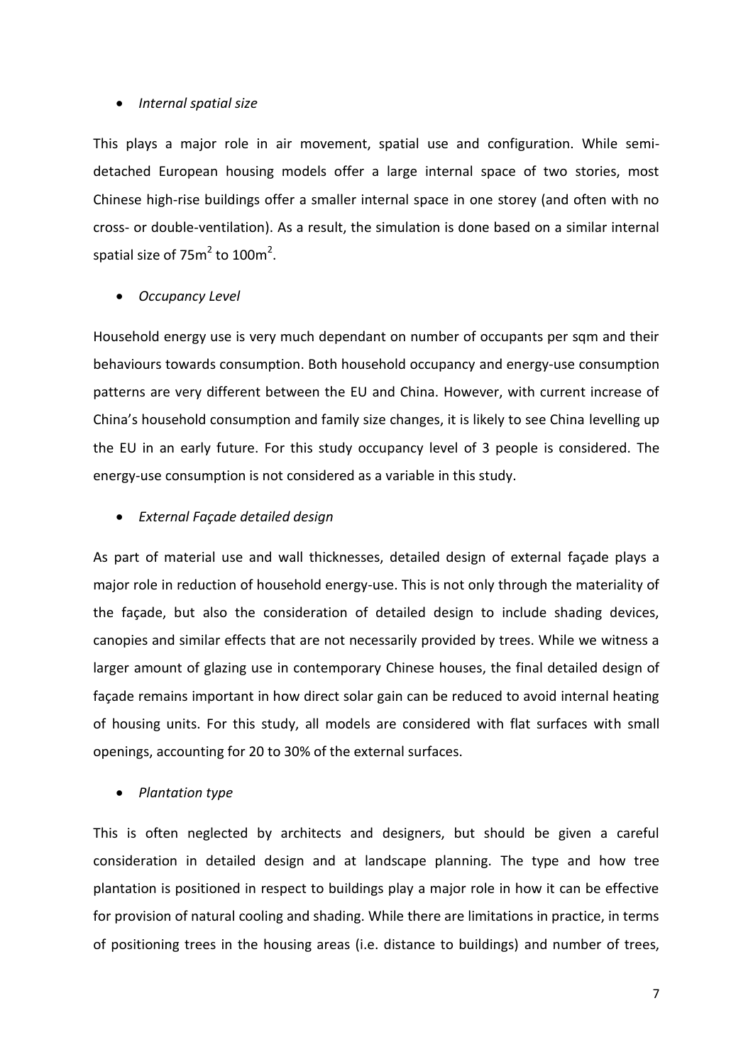- *Internal spatial size*

This plays a major role in air movement, spatial use and configuration. While semi-detached European housing models offer a large internal space of two stories, most Chinese high-rise buildings offer a smaller internal space in one storey (and often with no cross- or double-ventilation). As a result, the simulation is done based on a similar internal spatial size of $75m^2$ to $100m^2$.

- *Occupancy Level*

Household energy use is very much dependant on number of occupants per sqm and their behaviours towards consumption. Both household occupancy and energy-use consumption patterns are very different between the EU and China. However, with current increase of China's household consumption and family size changes, it is likely to see China levelling up the EU in an early future. For this study occupancy level of 3 people is considered. The energy-use consumption is not considered as a variable in this study.

- *External Façade detailed design*

As part of material use and wall thicknesses, detailed design of external façade plays a major role in reduction of household energy-use. This is not only through the materiality of the façade, but also the consideration of detailed design to include shading devices, canopies and similar effects that are not necessarily provided by trees. While we witness a larger amount of glazing use in contemporary Chinese houses, the final detailed design of façade remains important in how direct solar gain can be reduced to avoid internal heating of housing units. For this study, all models are considered with flat surfaces with small openings, accounting for 20 to 30% of the external surfaces.

- *Plantation type*

This is often neglected by architects and designers, but should be given a careful consideration in detailed design and at landscape planning. The type and how tree plantation is positioned in respect to buildings play a major role in how it can be effective for provision of natural cooling and shading. While there are limitations in practice, in terms of positioning trees in the housing areas (i.e. distance to buildings) and number of trees,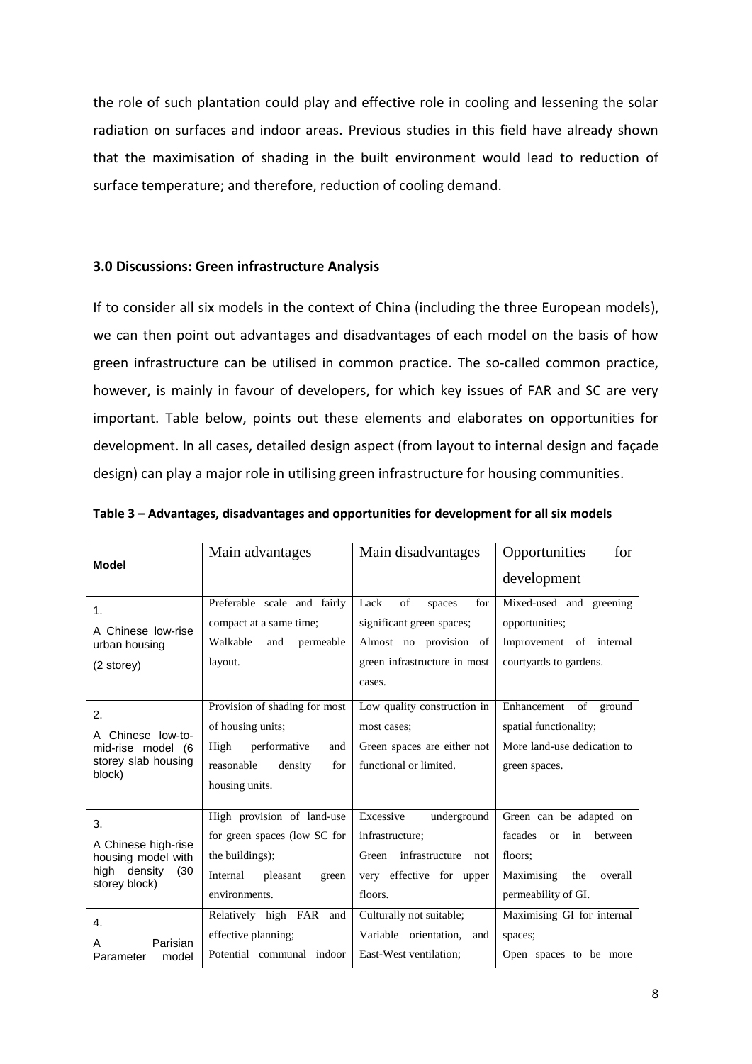the role of such plantation could play and effective role in cooling and lessening the solar radiation on surfaces and indoor areas. Previous studies in this field have already shown that the maximisation of shading in the built environment would lead to reduction of surface temperature; and therefore, reduction of cooling demand.

### 3.0 Discussions: Green infrastructure Analysis

If to consider all six models in the context of China (including the three European models), we can then point out advantages and disadvantages of each model on the basis of how green infrastructure can be utilised in common practice. The so-called common practice, however, is mainly in favour of developers, for which key issues of FAR and SC are very important. Table below, points out these elements and elaborates on opportunities for development. In all cases, detailed design aspect (from layout to internal design and façade design) can play a major role in utilising green infrastructure for housing communities.

**Table 3 – Advantages, disadvantages and opportunities for development for all six models**

| **Model** | Main advantages | Main disadvantages | Opportunities for development |
|---|---|---|---|
| 1. A Chinese low-rise urban housing (2 storey) | Preferable scale and fairly compact at a same time; Walkable and permeable layout. | Lack of spaces for significant green spaces; Almost no provision of green infrastructure in most cases. | Mixed-used and greening opportunities; Improvement of internal courtyards to gardens. |
| 2. A Chinese low-to-mid-rise model (6 storey slab housing block) | Provision of shading for most of housing units; High performative and reasonable density for housing units. | Low quality construction in most cases; Green spaces are either not functional or limited. | Enhancement of ground spatial functionality; More land-use dedication to green spaces. |
| 3. A Chinese high-rise housing model with high density (30 storey block) | High provision of land-use for green spaces (low SC for the buildings); Internal pleasant green environments. | Excessive underground infrastructure; Green infrastructure not very effective for upper floors. | Green can be adapted on facades or in between floors; Maximising the overall permeability of GI. |
| 4. A Parisian Parameter model | Relatively high FAR and effective planning; Potential communal indoor | Culturally not suitable; Variable orientation, and East-West ventilation; | Maximising GI for internal spaces; Open spaces to be more |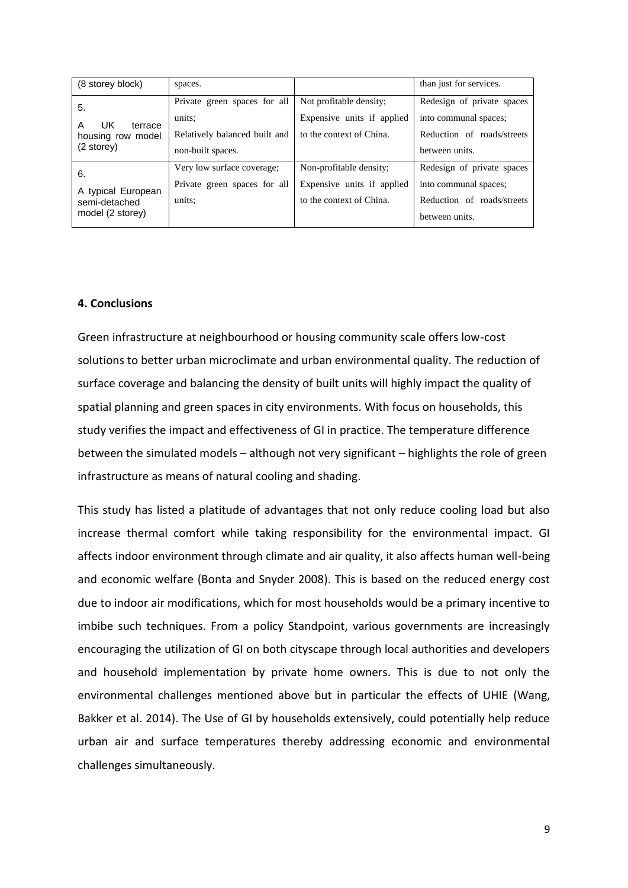| (8 storey block) | spaces. | | than just for services. |
|---|---|---|---|
| 5. A UK terrace housing row model (2 storey) | Private green spaces for all units; Relatively balanced built and non-built spaces. | Not profitable density; Expensive units if applied to the context of China. | Redesign of private spaces into communal spaces; Reduction of roads/streets between units. |
| 6. A typical European semi-detached model (2 storey) | Very low surface coverage; Private green spaces for all units; | Non-profitable density; Expensive units if applied to the context of China. | Redesign of private spaces into communal spaces; Reduction of roads/streets between units. |

**4. Conclusions**

Green infrastructure at neighbourhood or housing community scale offers low-cost solutions to better urban microclimate and urban environmental quality. The reduction of surface coverage and balancing the density of built units will highly impact the quality of spatial planning and green spaces in city environments. With focus on households, this study verifies the impact and effectiveness of GI in practice. The temperature difference between the simulated models – although not very significant – highlights the role of green infrastructure as means of natural cooling and shading.

This study has listed a platitude of advantages that not only reduce cooling load but also increase thermal comfort while taking responsibility for the environmental impact. GI affects indoor environment through climate and air quality, it also affects human well-being and economic welfare (Bonta and Snyder 2008). This is based on the reduced energy cost due to indoor air modifications, which for most households would be a primary incentive to imbibe such techniques. From a policy Standpoint, various governments are increasingly encouraging the utilization of GI on both cityscape through local authorities and developers and household implementation by private home owners. This is due to not only the environmental challenges mentioned above but in particular the effects of UHIE (Wang, Bakker et al. 2014). The Use of GI by households extensively, could potentially help reduce urban air and surface temperatures thereby addressing economic and environmental challenges simultaneously.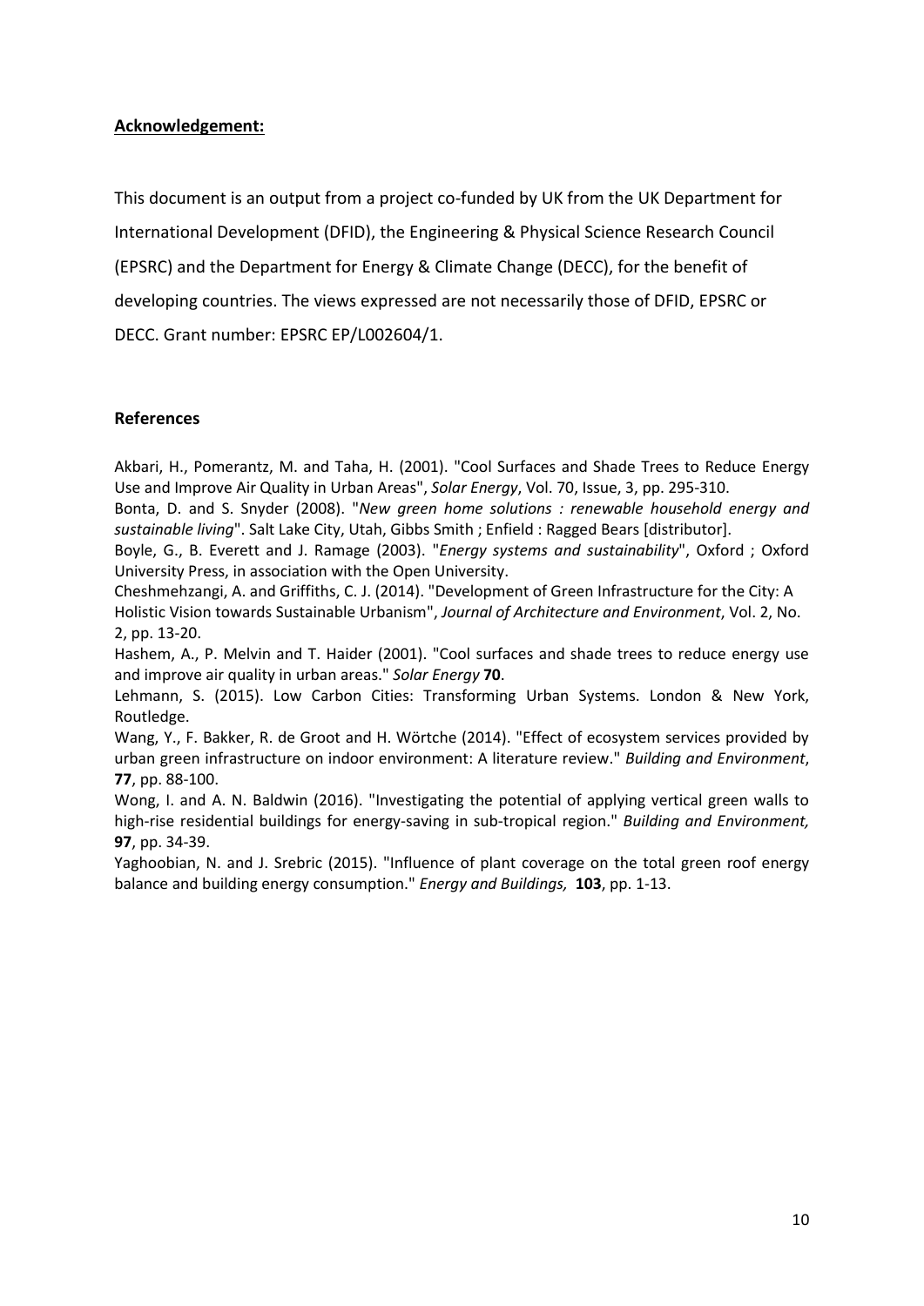**Acknowledgement:**

This document is an output from a project co-funded by UK from the UK Department for International Development (DFID), the Engineering & Physical Science Research Council (EPSRC) and the Department for Energy & Climate Change (DECC), for the benefit of developing countries. The views expressed are not necessarily those of DFID, EPSRC or DECC. Grant number: EPSRC EP/L002604/1.

## References

Akbari, H., Pomerantz, M. and Taha, H. (2001). "Cool Surfaces and Shade Trees to Reduce Energy Use and Improve Air Quality in Urban Areas", *Solar Energy*, Vol. 70, Issue, 3, pp. 295-310.

Bonta, D. and S. Snyder (2008). "*New green home solutions : renewable household energy and sustainable living*". Salt Lake City, Utah, Gibbs Smith ; Enfield : Ragged Bears [distributor].

Boyle, G., B. Everett and J. Ramage (2003). "*Energy systems and sustainability*", Oxford ; Oxford University Press, in association with the Open University.

Cheshmehzangi, A. and Griffiths, C. J. (2014). "Development of Green Infrastructure for the City: A Holistic Vision towards Sustainable Urbanism", *Journal of Architecture and Environment*, Vol. 2, No. 2, pp. 13-20.

Hashem, A., P. Melvin and T. Haider (2001). "Cool surfaces and shade trees to reduce energy use and improve air quality in urban areas." *Solar Energy* **70**.

Lehmann, S. (2015). Low Carbon Cities: Transforming Urban Systems. London & New York, Routledge.

Wang, Y., F. Bakker, R. de Groot and H. Wörtche (2014). "Effect of ecosystem services provided by urban green infrastructure on indoor environment: A literature review." *Building and Environment*, **77**, pp. 88-100.

Wong, I. and A. N. Baldwin (2016). "Investigating the potential of applying vertical green walls to high-rise residential buildings for energy-saving in sub-tropical region." *Building and Environment,* **97**, pp. 34-39.

Yaghoobian, N. and J. Srebric (2015). "Influence of plant coverage on the total green roof energy balance and building energy consumption." *Energy and Buildings,* **103**, pp. 1-13.